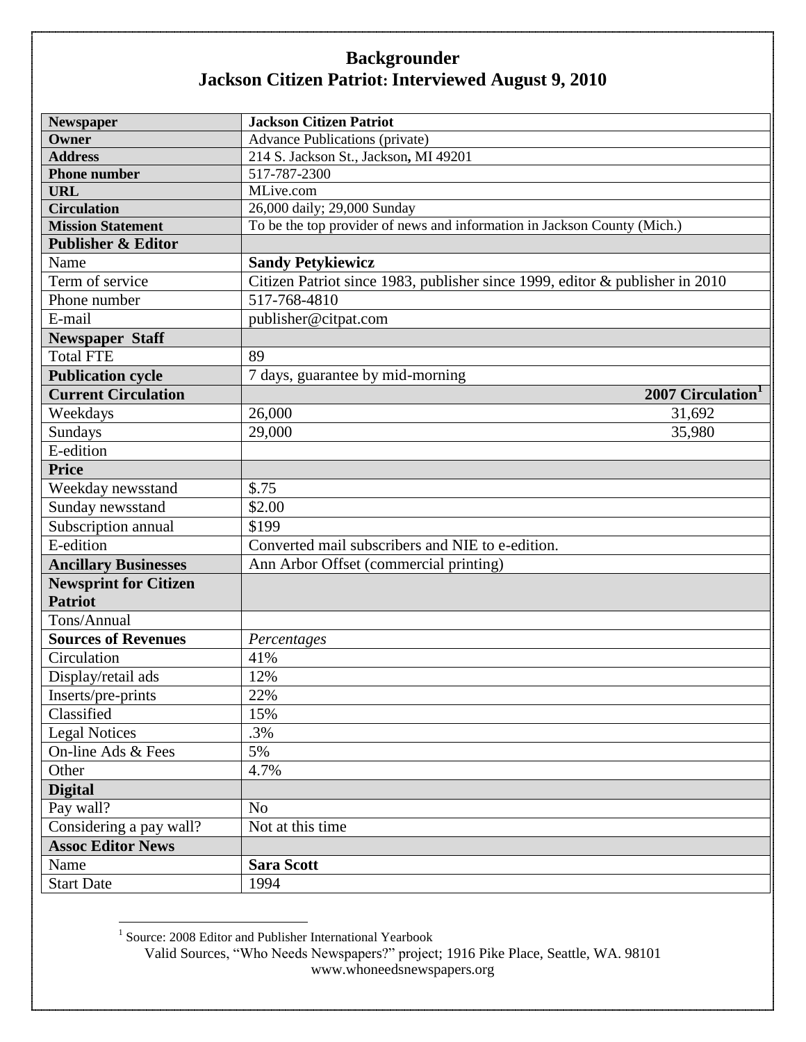# Backgrounder
## Jackson Citizen Patriot: Interviewed August 9, 2010

| | | |
|---|---|---|
| **Newspaper** | **Jackson Citizen Patriot** | |
| **Owner** | Advance Publications (private) | |
| **Address** | 214 S. Jackson St., Jackson, MI 49201 | |
| **Phone number** | 517-787-2300 | |
| **URL** | MLive.com | |
| **Circulation** | 26,000 daily; 29,000 Sunday | |
| **Mission Statement** | To be the top provider of news and information in Jackson County (Mich.) | |
| **Publisher & Editor** | | |
| Name | **Sandy Petykiewicz** | |
| Term of service | Citizen Patriot since 1983, publisher since 1999, editor & publisher in 2010 | |
| Phone number | 517-768-4810 | |
| E-mail | publisher@citpat.com | |
| **Newspaper Staff** | | |
| Total FTE | 89 | |
| **Publication cycle** | 7 days, guarantee by mid-morning | |
| **Current Circulation** | | **2007 Circulation[1]** |
| Weekdays | 26,000 | 31,692 |
| Sundays | 29,000 | 35,980 |
| E-edition | | |
| **Price** | | |
| Weekday newsstand | $.75 | |
| Sunday newsstand | $2.00 | |
| Subscription annual | $199 | |
| E-edition | Converted mail subscribers and NIE to e-edition. | |
| **Ancillary Businesses** | Ann Arbor Offset (commercial printing) | |
| **Newsprint for Citizen Patriot** | | |
| Tons/Annual | | |
| **Sources of Revenues** | *Percentages* | |
| Circulation | 41% | |
| Display/retail ads | 12% | |
| Inserts/pre-prints | 22% | |
| Classified | 15% | |
| Legal Notices | .3% | |
| On-line Ads & Fees | 5% | |
| Other | 4.7% | |
| **Digital** | | |
| Pay wall? | No | |
| Considering a pay wall? | Not at this time | |
| **Assoc Editor News** | | |
| Name | **Sara Scott** | |
| Start Date | 1994 | |

[1] Source: 2008 Editor and Publisher International Yearbook

Valid Sources, "Who Needs Newspapers?" project; 1916 Pike Place, Seattle, WA. 98101
www.whoneedsnewspapers.org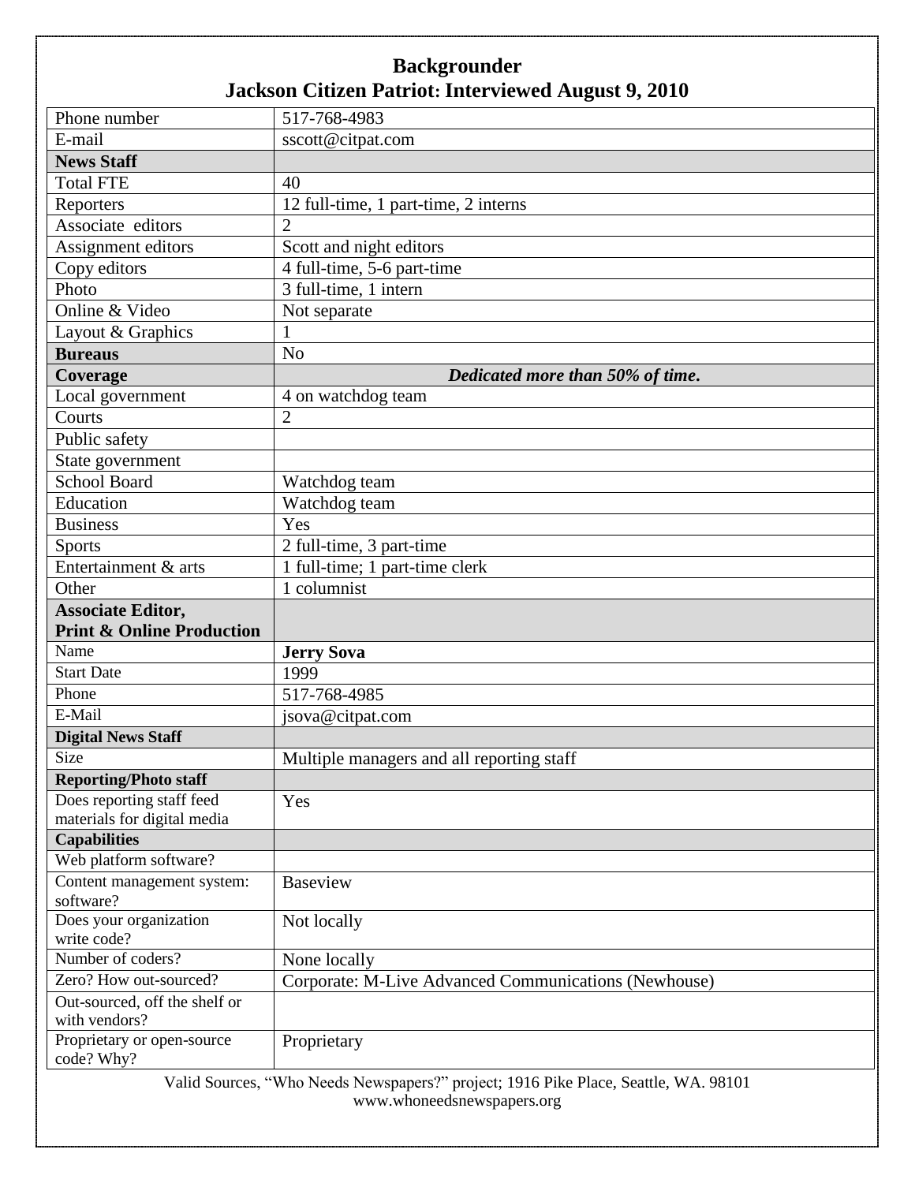# Backgrounder
## Jackson Citizen Patriot: Interviewed August 9, 2010

| | |
|---|---|
| Phone number | 517-768-4983 |
| E-mail | sscott@citpat.com |
| **News Staff** | |
| Total FTE | 40 |
| Reporters | 12 full-time, 1 part-time, 2 interns |
| Associate editors | 2 |
| Assignment editors | Scott and night editors |
| Copy editors | 4 full-time, 5-6 part-time |
| Photo | 3 full-time, 1 intern |
| Online & Video | Not separate |
| Layout & Graphics | 1 |
| **Bureaus** | No |
| **Coverage** | ***Dedicated more than 50% of time.*** |
| Local government | 4 on watchdog team |
| Courts | 2 |
| Public safety | |
| State government | |
| School Board | Watchdog team |
| Education | Watchdog team |
| Business | Yes |
| Sports | 2 full-time, 3 part-time |
| Entertainment & arts | 1 full-time; 1 part-time clerk |
| Other | 1 columnist |
| **Associate Editor, Print & Online Production** | |
| Name | **Jerry Sova** |
| Start Date | 1999 |
| Phone | 517-768-4985 |
| E-Mail | jsova@citpat.com |
| **Digital News Staff** | |
| Size | Multiple managers and all reporting staff |
| **Reporting/Photo staff** | |
| Does reporting staff feed materials for digital media | Yes |
| **Capabilities** | |
| Web platform software? | |
| Content management system: software? | Baseview |
| Does your organization write code? | Not locally |
| Number of coders? | None locally |
| Zero? How out-sourced? | Corporate: M-Live Advanced Communications (Newhouse) |
| Out-sourced, off the shelf or with vendors? | |
| Proprietary or open-source code? Why? | Proprietary |

Valid Sources, "Who Needs Newspapers?" project; 1916 Pike Place, Seattle, WA. 98101
www.whoneedsnewspapers.org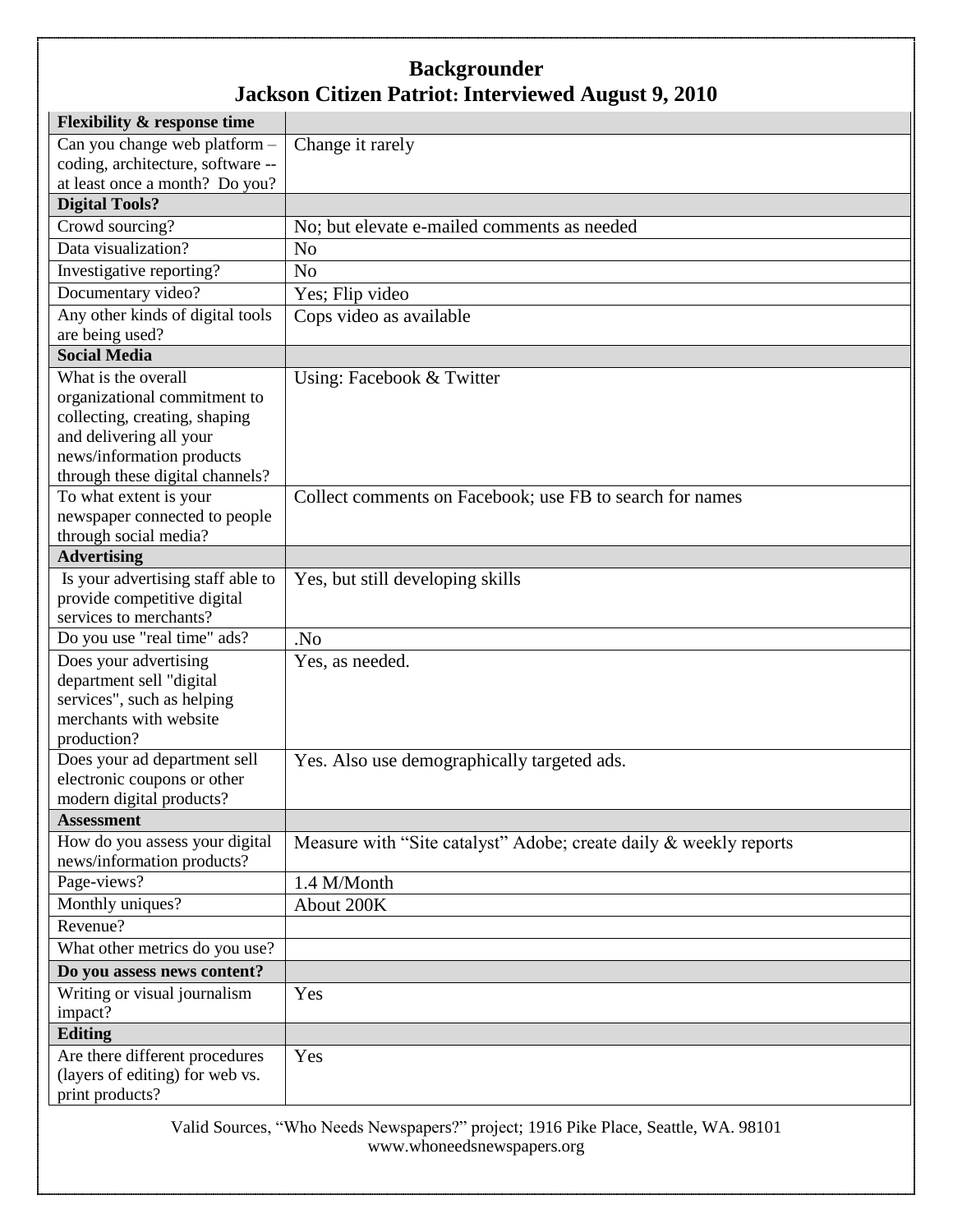## Backgrounder
## Jackson Citizen Patriot: Interviewed August 9, 2010

| **Flexibility & response time** | |
|---|---|
| Can you change web platform – coding, architecture, software -- at least once a month? Do you? | Change it rarely |
| **Digital Tools?** | |
| Crowd sourcing? | No; but elevate e-mailed comments as needed |
| Data visualization? | No |
| Investigative reporting? | No |
| Documentary video? | Yes; Flip video |
| Any other kinds of digital tools are being used? | Cops video as available |
| **Social Media** | |
| What is the overall organizational commitment to collecting, creating, shaping and delivering all your news/information products through these digital channels? | Using: Facebook & Twitter |
| To what extent is your newspaper connected to people through social media? | Collect comments on Facebook; use FB to search for names |
| **Advertising** | |
| Is your advertising staff able to provide competitive digital services to merchants? | Yes, but still developing skills |
| Do you use "real time" ads? | .No |
| Does your advertising department sell "digital services", such as helping merchants with website production? | Yes, as needed. |
| Does your ad department sell electronic coupons or other modern digital products? | Yes. Also use demographically targeted ads. |
| **Assessment** | |
| How do you assess your digital news/information products? | Measure with "Site catalyst" Adobe; create daily & weekly reports |
| Page-views? | 1.4 M/Month |
| Monthly uniques? | About 200K |
| Revenue? | |
| What other metrics do you use? | |
| **Do you assess news content?** | |
| Writing or visual journalism impact? | Yes |
| **Editing** | |
| Are there different procedures (layers of editing) for web vs. print products? | Yes |

Valid Sources, "Who Needs Newspapers?" project; 1916 Pike Place, Seattle, WA. 98101
www.whoneedsnewspapers.org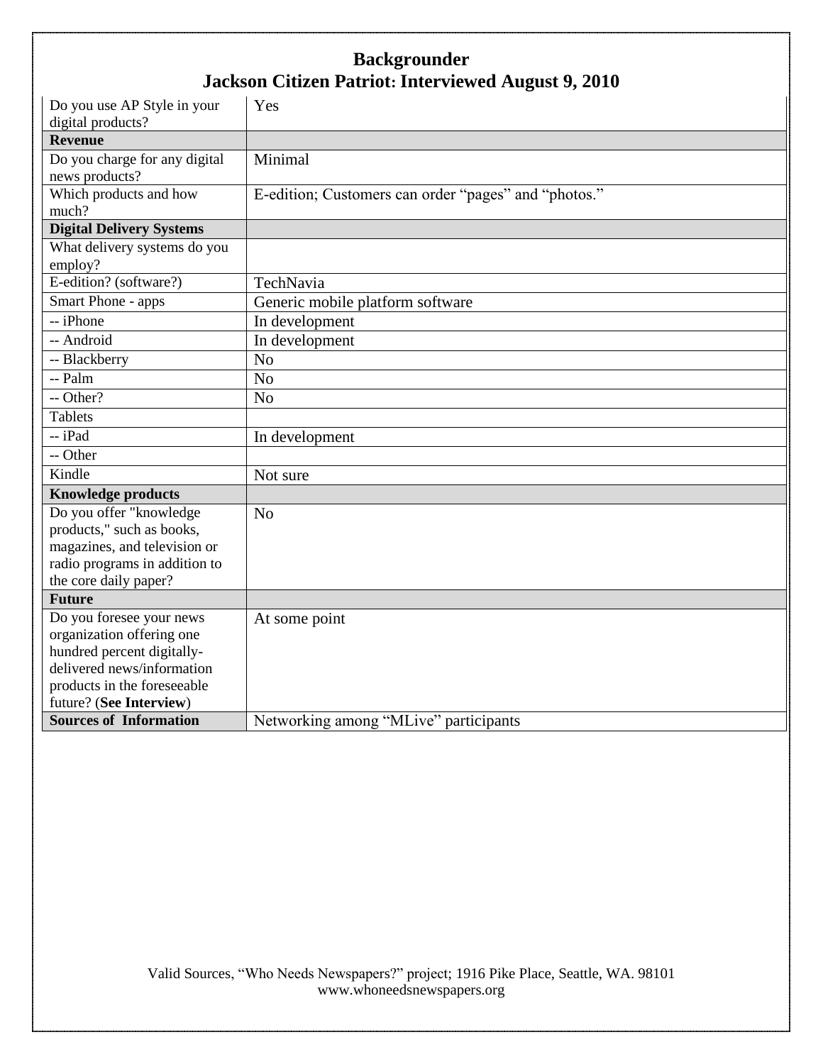# Backgrounder
## Jackson Citizen Patriot: Interviewed August 9, 2010

| | |
|---|---|
| Do you use AP Style in your digital products? | Yes |
| **Revenue** | |
| Do you charge for any digital news products? | Minimal |
| Which products and how much? | E-edition; Customers can order “pages” and “photos.” |
| **Digital Delivery Systems** | |
| What delivery systems do you employ? | |
| E-edition? (software?) | TechNavia |
| Smart Phone - apps | Generic mobile platform software |
| -- iPhone | In development |
| -- Android | In development |
| -- Blackberry | No |
| -- Palm | No |
| -- Other? | No |
| Tablets | |
| -- iPad | In development |
| -- Other | |
| Kindle | Not sure |
| **Knowledge products** | |
| Do you offer "knowledge products," such as books, magazines, and television or radio programs in addition to the core daily paper? | No |
| **Future** | |
| Do you foresee your news organization offering one hundred percent digitally-delivered news/information products in the foreseeable future? (**See Interview**) | At some point |
| **Sources of Information** | Networking among “MLive” participants |

Valid Sources, “Who Needs Newspapers?” project; 1916 Pike Place, Seattle, WA. 98101
www.whoneedsnewspapers.org